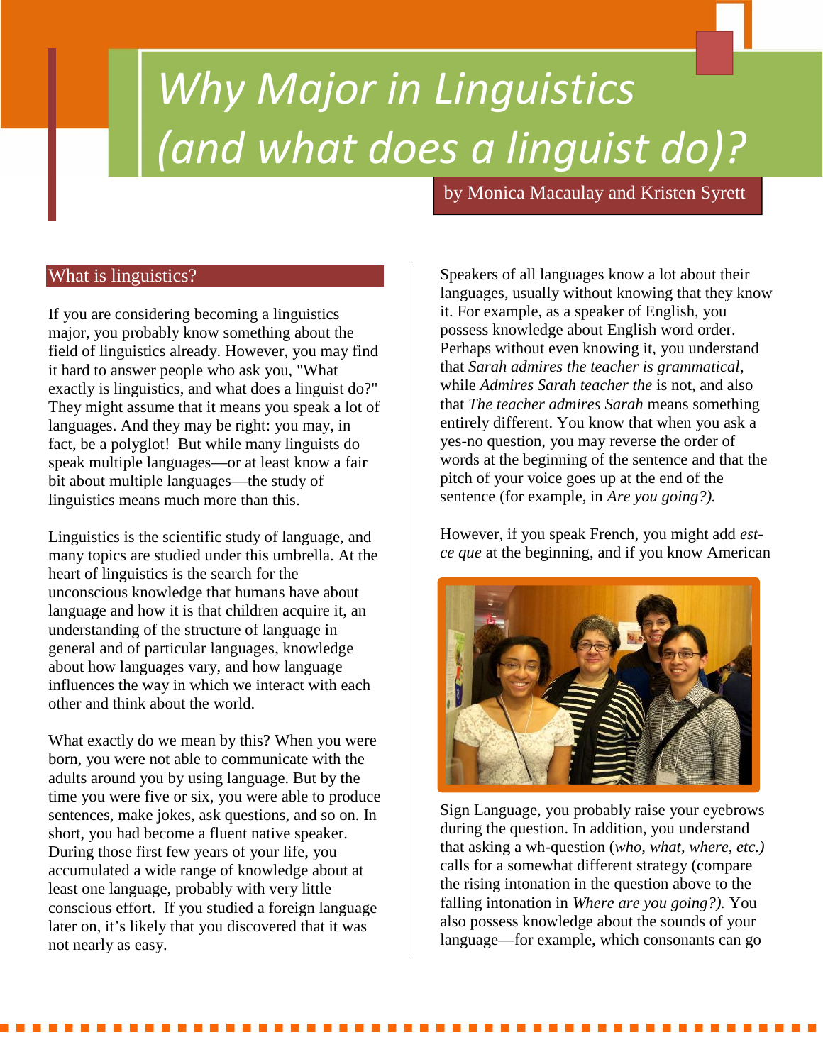# Why Major in Linguistics (and what does a linguist do)?

by Monica Macaulay and Kristen Syrett

## What is linguistics?

If you are considering becoming a linguistics major, you probably know something about the field of linguistics already. However, you may find it hard to answer people who ask you, "What exactly is linguistics, and what does a linguist do?" They might assume that it means you speak a lot of languages. And they may be right: you may, in fact, be a polyglot! But while many linguists do speak multiple languages—or at least know a fair bit about multiple languages—the study of linguistics means much more than this.

Linguistics is the scientific study of language, and many topics are studied under this umbrella. At the heart of linguistics is the search for the unconscious knowledge that humans have about language and how it is that children acquire it, an understanding of the structure of language in general and of particular languages, knowledge about how languages vary, and how language influences the way in which we interact with each other and think about the world.

What exactly do we mean by this? When you were born, you were not able to communicate with the adults around you by using language. But by the time you were five or six, you were able to produce sentences, make jokes, ask questions, and so on. In short, you had become a fluent native speaker. During those first few years of your life, you accumulated a wide range of knowledge about at least one language, probably with very little conscious effort. If you studied a foreign language later on, it's likely that you discovered that it was not nearly as easy.

Speakers of all languages know a lot about their languages, usually without knowing that they know it. For example, as a speaker of English, you possess knowledge about English word order. Perhaps without even knowing it, you understand that *Sarah admires the teacher is grammatical*, while *Admires Sarah teacher the* is not, and also that *The teacher admires Sarah* means something entirely different. You know that when you ask a yes-no question, you may reverse the order of words at the beginning of the sentence and that the pitch of your voice goes up at the end of the sentence (for example, in *Are you going?).*

However, if you speak French, you might add *est-ce que* at the beginning, and if you know American Sign Language, you probably raise your eyebrows during the question. In addition, you understand that asking a wh-question (*who, what, where, etc.)* calls for a somewhat different strategy (compare the rising intonation in the question above to the falling intonation in *Where are you going?).* You also possess knowledge about the sounds of your language—for example, which consonants can go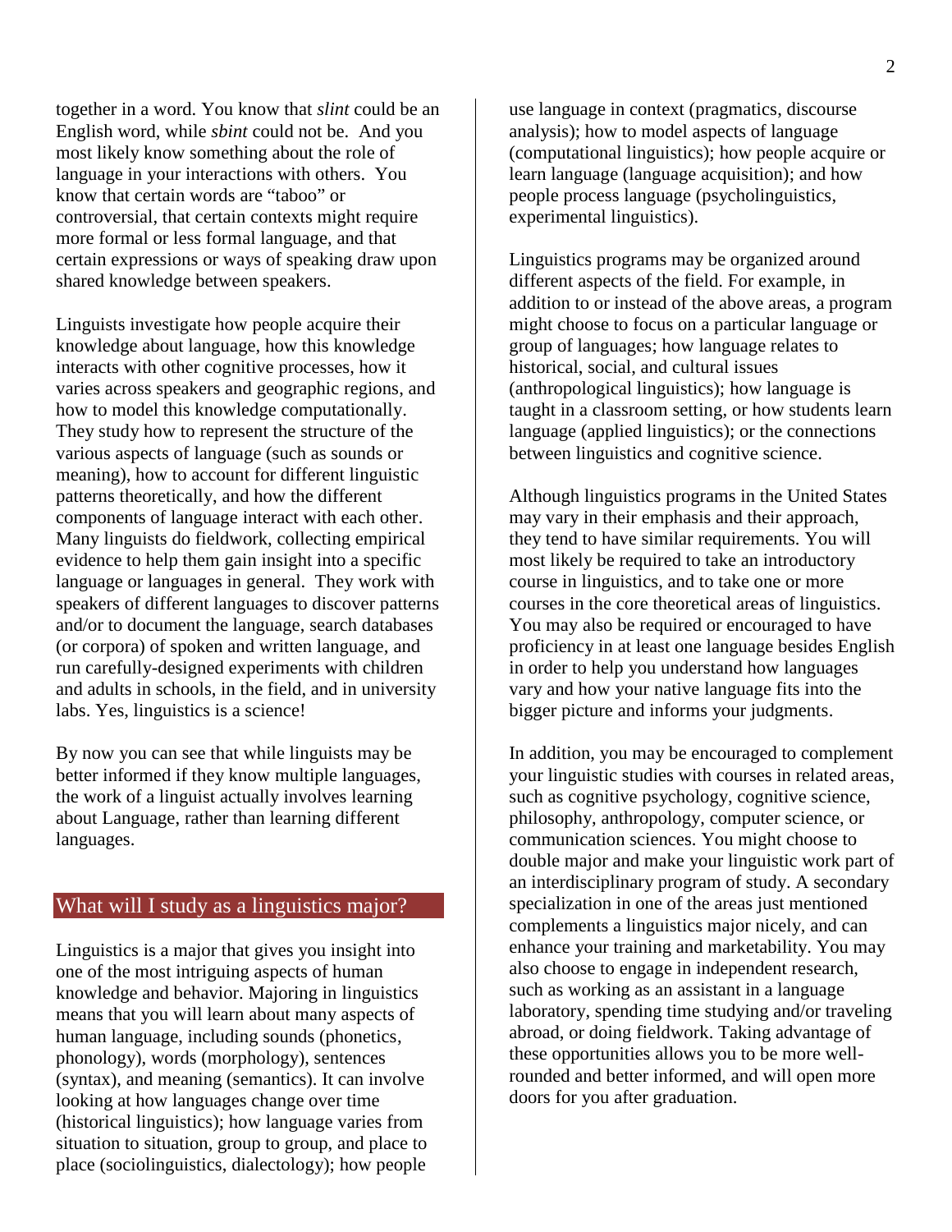together in a word. You know that *slint* could be an English word, while *sbint* could not be. And you most likely know something about the role of language in your interactions with others. You know that certain words are "taboo" or controversial, that certain contexts might require more formal or less formal language, and that certain expressions or ways of speaking draw upon shared knowledge between speakers.

Linguists investigate how people acquire their knowledge about language, how this knowledge interacts with other cognitive processes, how it varies across speakers and geographic regions, and how to model this knowledge computationally. They study how to represent the structure of the various aspects of language (such as sounds or meaning), how to account for different linguistic patterns theoretically, and how the different components of language interact with each other. Many linguists do fieldwork, collecting empirical evidence to help them gain insight into a specific language or languages in general. They work with speakers of different languages to discover patterns and/or to document the language, search databases (or corpora) of spoken and written language, and run carefully-designed experiments with children and adults in schools, in the field, and in university labs. Yes, linguistics is a science!

By now you can see that while linguists may be better informed if they know multiple languages, the work of a linguist actually involves learning about Language, rather than learning different languages.

## What will I study as a linguistics major?

Linguistics is a major that gives you insight into one of the most intriguing aspects of human knowledge and behavior. Majoring in linguistics means that you will learn about many aspects of human language, including sounds (phonetics, phonology), words (morphology), sentences (syntax), and meaning (semantics). It can involve looking at how languages change over time (historical linguistics); how language varies from situation to situation, group to group, and place to place (sociolinguistics, dialectology); how people use language in context (pragmatics, discourse analysis); how to model aspects of language (computational linguistics); how people acquire or learn language (language acquisition); and how people process language (psycholinguistics, experimental linguistics).

Linguistics programs may be organized around different aspects of the field. For example, in addition to or instead of the above areas, a program might choose to focus on a particular language or group of languages; how language relates to historical, social, and cultural issues (anthropological linguistics); how language is taught in a classroom setting, or how students learn language (applied linguistics); or the connections between linguistics and cognitive science.

Although linguistics programs in the United States may vary in their emphasis and their approach, they tend to have similar requirements. You will most likely be required to take an introductory course in linguistics, and to take one or more courses in the core theoretical areas of linguistics. You may also be required or encouraged to have proficiency in at least one language besides English in order to help you understand how languages vary and how your native language fits into the bigger picture and informs your judgments.

In addition, you may be encouraged to complement your linguistic studies with courses in related areas, such as cognitive psychology, cognitive science, philosophy, anthropology, computer science, or communication sciences. You might choose to double major and make your linguistic work part of an interdisciplinary program of study. A secondary specialization in one of the areas just mentioned complements a linguistics major nicely, and can enhance your training and marketability. You may also choose to engage in independent research, such as working as an assistant in a language laboratory, spending time studying and/or traveling abroad, or doing fieldwork. Taking advantage of these opportunities allows you to be more well-rounded and better informed, and will open more doors for you after graduation.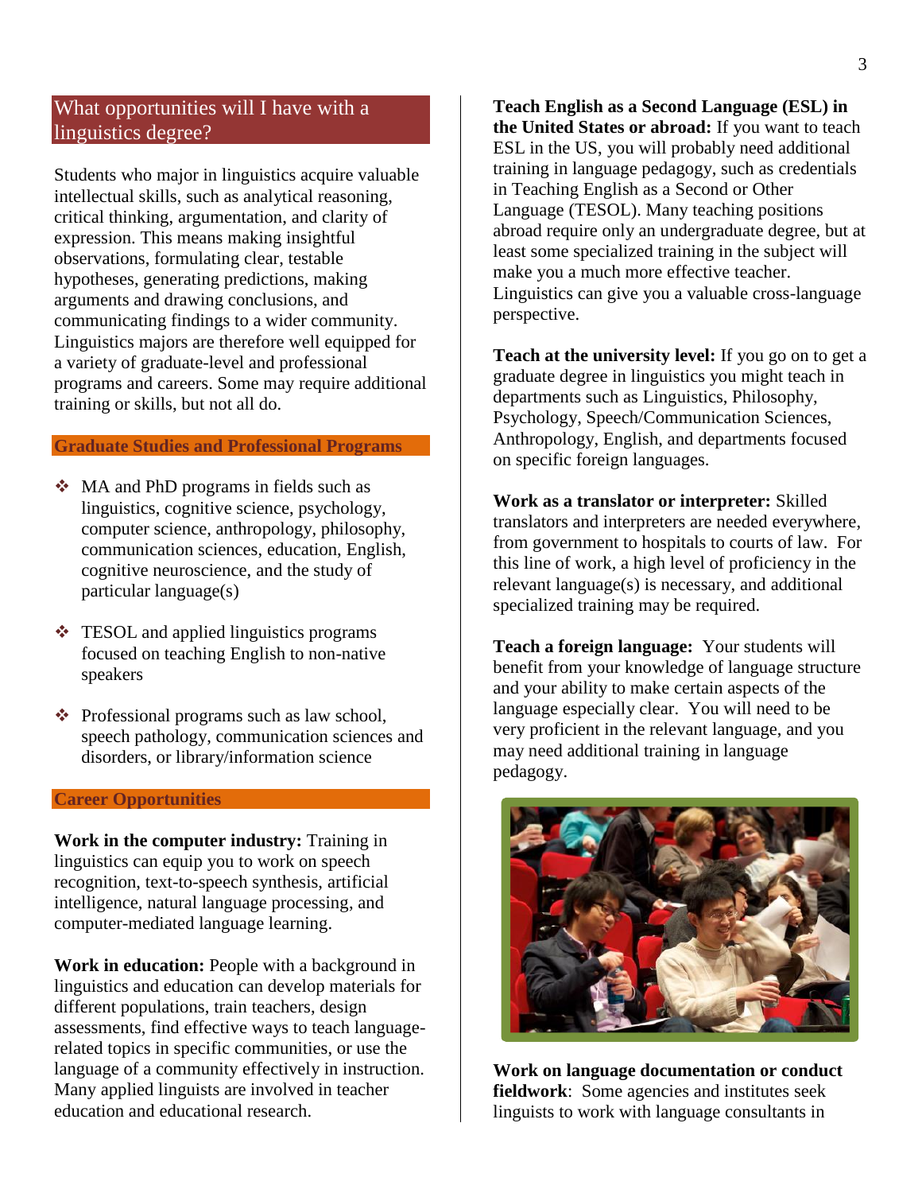## What opportunities will I have with a linguistics degree?

Students who major in linguistics acquire valuable intellectual skills, such as analytical reasoning, critical thinking, argumentation, and clarity of expression. This means making insightful observations, formulating clear, testable hypotheses, generating predictions, making arguments and drawing conclusions, and communicating findings to a wider community. Linguistics majors are therefore well equipped for a variety of graduate-level and professional programs and careers. Some may require additional training or skills, but not all do.

### Graduate Studies and Professional Programs

- MA and PhD programs in fields such as linguistics, cognitive science, psychology, computer science, anthropology, philosophy, communication sciences, education, English, cognitive neuroscience, and the study of particular language(s)
- TESOL and applied linguistics programs focused on teaching English to non-native speakers
- Professional programs such as law school, speech pathology, communication sciences and disorders, or library/information science

### Career Opportunities

**Work in the computer industry:** Training in linguistics can equip you to work on speech recognition, text-to-speech synthesis, artificial intelligence, natural language processing, and computer-mediated language learning.

**Work in education:** People with a background in linguistics and education can develop materials for different populations, train teachers, design assessments, find effective ways to teach language-related topics in specific communities, or use the language of a community effectively in instruction. Many applied linguists are involved in teacher education and educational research.

**Teach English as a Second Language (ESL) in the United States or abroad:** If you want to teach ESL in the US, you will probably need additional training in language pedagogy, such as credentials in Teaching English as a Second or Other Language (TESOL). Many teaching positions abroad require only an undergraduate degree, but at least some specialized training in the subject will make you a much more effective teacher. Linguistics can give you a valuable cross-language perspective.

**Teach at the university level:** If you go on to get a graduate degree in linguistics you might teach in departments such as Linguistics, Philosophy, Psychology, Speech/Communication Sciences, Anthropology, English, and departments focused on specific foreign languages.

**Work as a translator or interpreter:** Skilled translators and interpreters are needed everywhere, from government to hospitals to courts of law. For this line of work, a high level of proficiency in the relevant language(s) is necessary, and additional specialized training may be required.

**Teach a foreign language:** Your students will benefit from your knowledge of language structure and your ability to make certain aspects of the language especially clear. You will need to be very proficient in the relevant language, and you may need additional training in language pedagogy.

**Work on language documentation or conduct fieldwork**: Some agencies and institutes seek linguists to work with language consultants in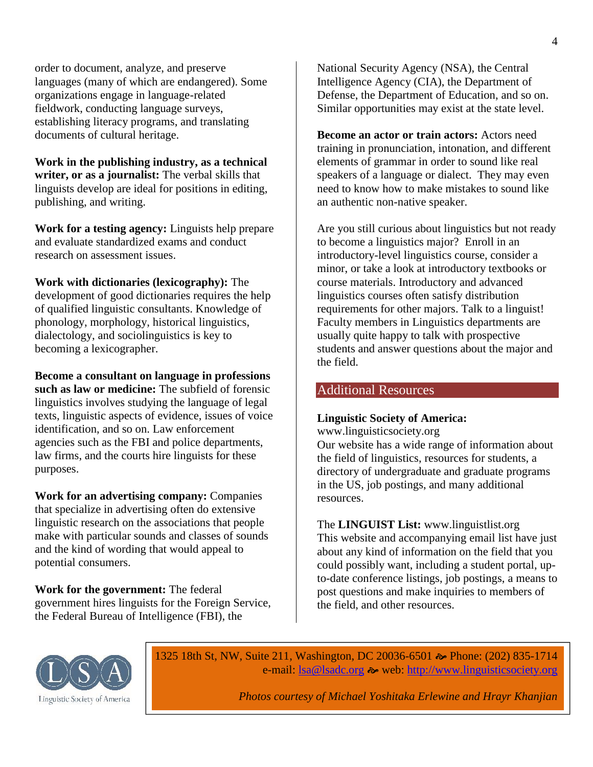order to document, analyze, and preserve languages (many of which are endangered). Some organizations engage in language-related fieldwork, conducting language surveys, establishing literacy programs, and translating documents of cultural heritage.

**Work in the publishing industry, as a technical writer, or as a journalist:** The verbal skills that linguists develop are ideal for positions in editing, publishing, and writing.

**Work for a testing agency:** Linguists help prepare and evaluate standardized exams and conduct research on assessment issues.

**Work with dictionaries (lexicography):** The development of good dictionaries requires the help of qualified linguistic consultants. Knowledge of phonology, morphology, historical linguistics, dialectology, and sociolinguistics is key to becoming a lexicographer.

**Become a consultant on language in professions such as law or medicine:** The subfield of forensic linguistics involves studying the language of legal texts, linguistic aspects of evidence, issues of voice identification, and so on. Law enforcement agencies such as the FBI and police departments, law firms, and the courts hire linguists for these purposes.

**Work for an advertising company:** Companies that specialize in advertising often do extensive linguistic research on the associations that people make with particular sounds and classes of sounds and the kind of wording that would appeal to potential consumers.

**Work for the government:** The federal government hires linguists for the Foreign Service, the Federal Bureau of Intelligence (FBI), the National Security Agency (NSA), the Central Intelligence Agency (CIA), the Department of Defense, the Department of Education, and so on. Similar opportunities may exist at the state level.

**Become an actor or train actors:** Actors need training in pronunciation, intonation, and different elements of grammar in order to sound like real speakers of a language or dialect. They may even need to know how to make mistakes to sound like an authentic non-native speaker.

Are you still curious about linguistics but not ready to become a linguistics major? Enroll in an introductory-level linguistics course, consider a minor, or take a look at introductory textbooks or course materials. Introductory and advanced linguistics courses often satisfy distribution requirements for other majors. Talk to a linguist! Faculty members in Linguistics departments are usually quite happy to talk with prospective students and answer questions about the major and the field.

## Additional Resources

**Linguistic Society of America:**
www.linguisticsociety.org
Our website has a wide range of information about the field of linguistics, resources for students, a directory of undergraduate and graduate programs in the US, job postings, and many additional resources.

The **LINGUIST List:** www.linguistlist.org
This website and accompanying email list have just about any kind of information on the field that you could possibly want, including a student portal, up-to-date conference listings, job postings, a means to post questions and make inquiries to members of the field, and other resources.

LSA
Linguistic Society of America

1325 18th St, NW, Suite 211, Washington, DC 20036-6501 ☙ Phone: (202) 835-1714
e-mail: lsa@lsadc.org ☙ web: http://www.linguisticsociety.org

*Photos courtesy of Michael Yoshitaka Erlewine and Hrayr Khanjian*